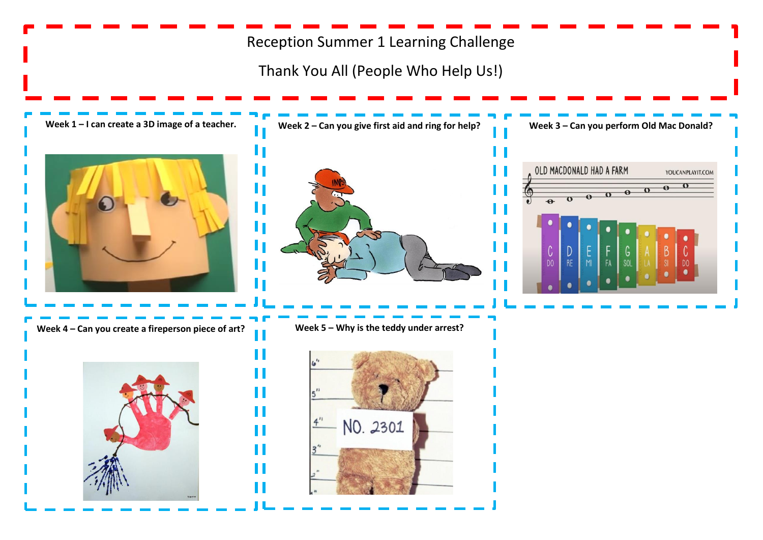# Reception Summer 1 Learning Challenge

## Thank You All (People Who Help Us!)

**Week 1 – I can create a 3D image of a teacher.**

**Week 2 – Can you give first aid and ring for help?**

**Week 3 – Can you perform Old Mac Donald?**

**Week 4 – Can you create a fireperson piece of art?**

**Week 5 – Why is the teddy under arrest?**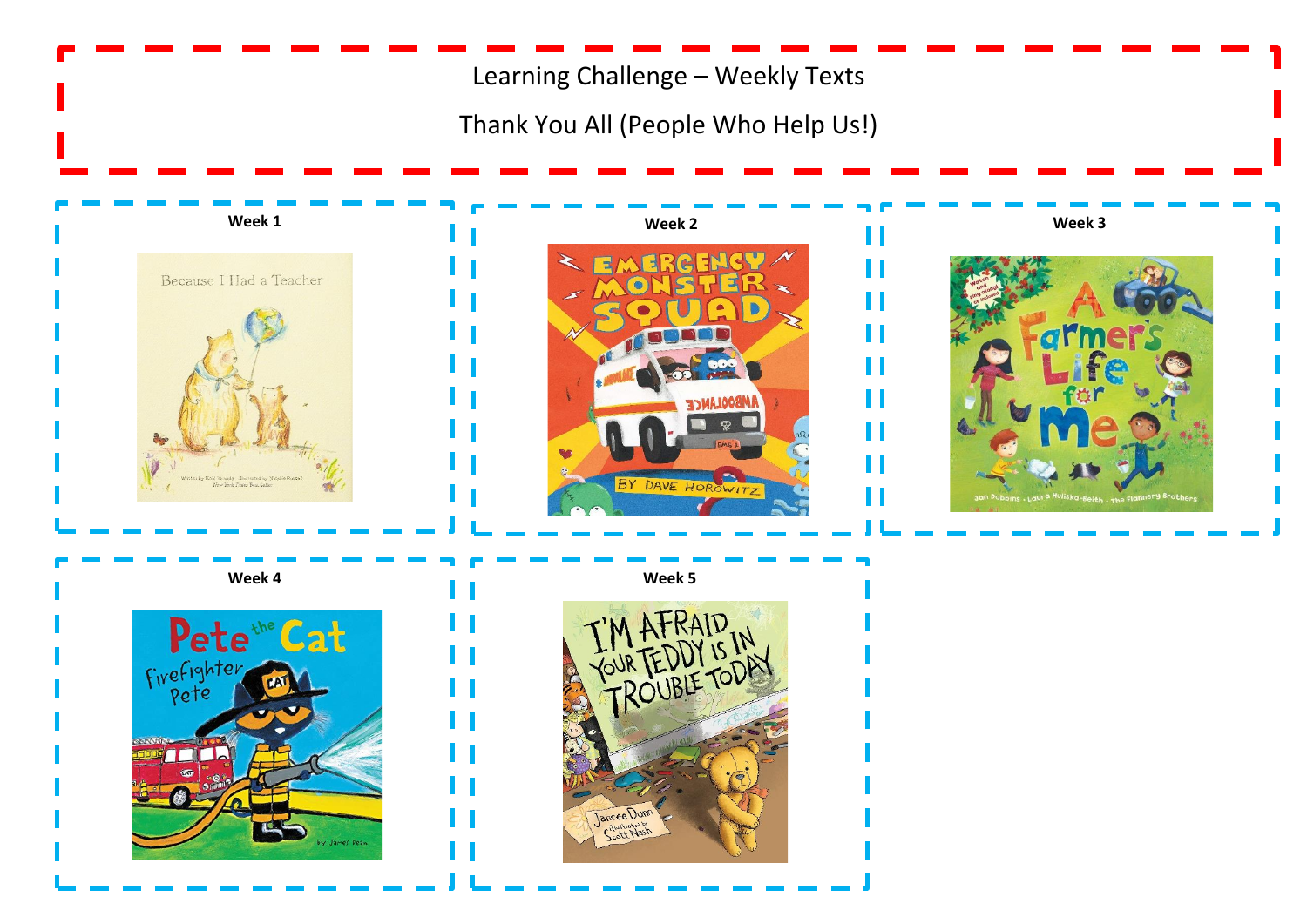# Learning Challenge – Weekly Texts

## Thank You All (People Who Help Us!)

**Week 1**

**Week 2**

**Week 3**

**Week 4**

**Week 5**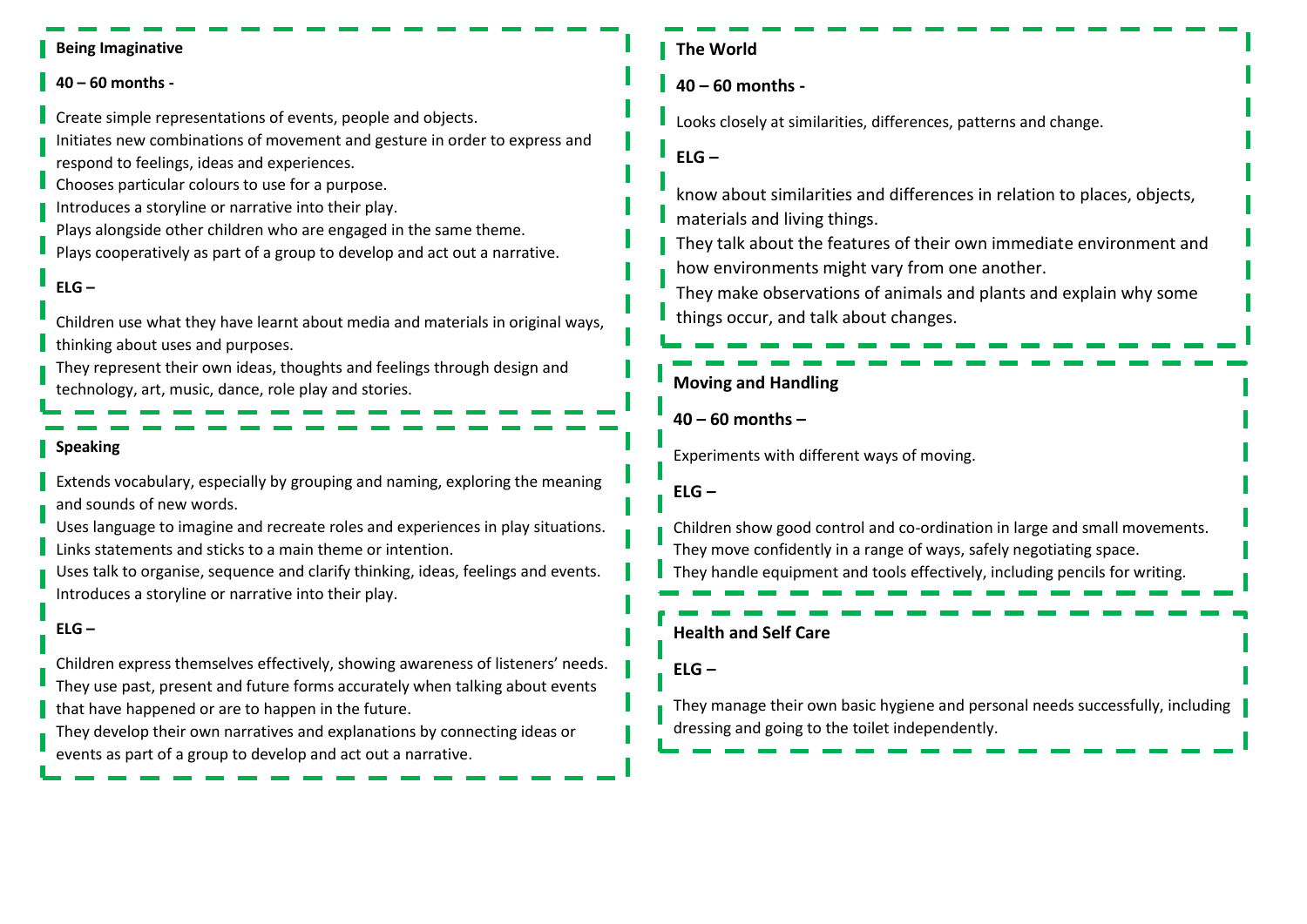**Being Imaginative**

**40 – 60 months -**

Create simple representations of events, people and objects.
Initiates new combinations of movement and gesture in order to express and respond to feelings, ideas and experiences.
Chooses particular colours to use for a purpose.
Introduces a storyline or narrative into their play.
Plays alongside other children who are engaged in the same theme.
Plays cooperatively as part of a group to develop and act out a narrative.

**ELG –**

Children use what they have learnt about media and materials in original ways, thinking about uses and purposes.
They represent their own ideas, thoughts and feelings through design and technology, art, music, dance, role play and stories.

**Speaking**

Extends vocabulary, especially by grouping and naming, exploring the meaning and sounds of new words.
Uses language to imagine and recreate roles and experiences in play situations.
Links statements and sticks to a main theme or intention.
Uses talk to organise, sequence and clarify thinking, ideas, feelings and events.
Introduces a storyline or narrative into their play.

**ELG –**

Children express themselves effectively, showing awareness of listeners' needs.
They use past, present and future forms accurately when talking about events that have happened or are to happen in the future.
They develop their own narratives and explanations by connecting ideas or events as part of a group to develop and act out a narrative.

**The World**

**40 – 60 months -**

Looks closely at similarities, differences, patterns and change.

**ELG –**

know about similarities and differences in relation to places, objects, materials and living things.
They talk about the features of their own immediate environment and how environments might vary from one another.
They make observations of animals and plants and explain why some things occur, and talk about changes.

**Moving and Handling**

**40 – 60 months –**

Experiments with different ways of moving.

**ELG –**

Children show good control and co-ordination in large and small movements.
They move confidently in a range of ways, safely negotiating space.
They handle equipment and tools effectively, including pencils for writing.

**Health and Self Care**

**ELG –**

They manage their own basic hygiene and personal needs successfully, including dressing and going to the toilet independently.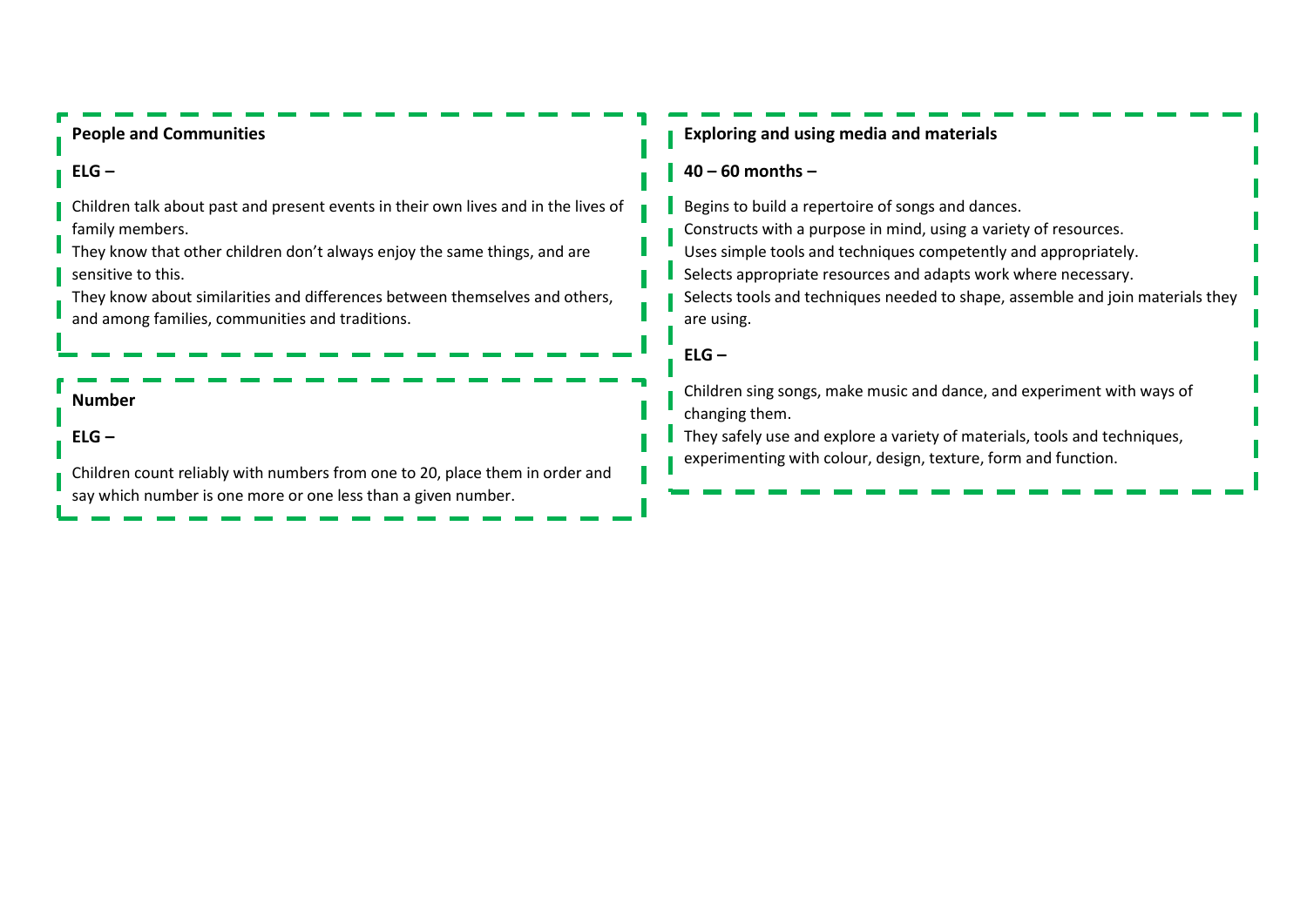**People and Communities**

**ELG –**

Children talk about past and present events in their own lives and in the lives of family members.
They know that other children don't always enjoy the same things, and are sensitive to this.
They know about similarities and differences between themselves and others, and among families, communities and traditions.

**Number**

**ELG –**

Children count reliably with numbers from one to 20, place them in order and say which number is one more or one less than a given number.

**Exploring and using media and materials**

**40 – 60 months –**

Begins to build a repertoire of songs and dances.
Constructs with a purpose in mind, using a variety of resources.
Uses simple tools and techniques competently and appropriately.
Selects appropriate resources and adapts work where necessary.
Selects tools and techniques needed to shape, assemble and join materials they are using.

**ELG –**

Children sing songs, make music and dance, and experiment with ways of changing them.
They safely use and explore a variety of materials, tools and techniques, experimenting with colour, design, texture, form and function.